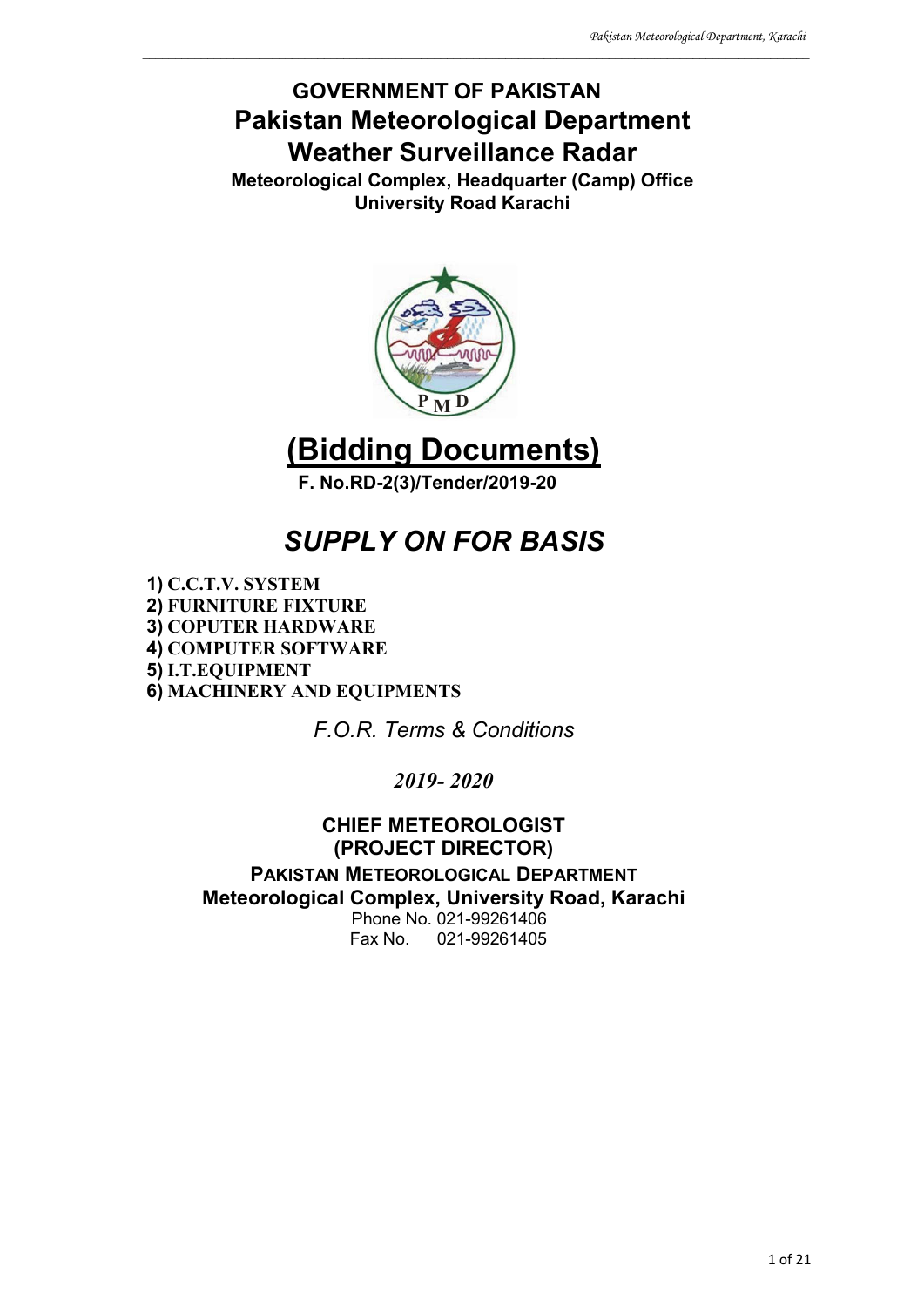# GOVERNMENT OF PAKISTAN

# Pakistan Meteorological Department

# Weather Surveillance Radar

**Meteorological Complex, Headquarter (Camp) Office**
**University Road Karachi**

# (Bidding Documents)

**F. No.RD-2(3)/Tender/2019-20**

## *SUPPLY ON FOR BASIS*

1) **C.C.T.V. SYSTEM**
2) **FURNITURE FIXTURE**
3) **COPUTER HARDWARE**
4) **COMPUTER SOFTWARE**
5) **I.T.EQUIPMENT**
6) **MACHINERY AND EQUIPMENTS**

*F.O.R. Terms & Conditions*

***2019- 2020***

**CHIEF METEOROLOGIST**
**(PROJECT DIRECTOR)**
**PAKISTAN METEOROLOGICAL DEPARTMENT**
**Meteorological Complex, University Road, Karachi**
Phone No. 021-99261406
Fax No. 021-99261405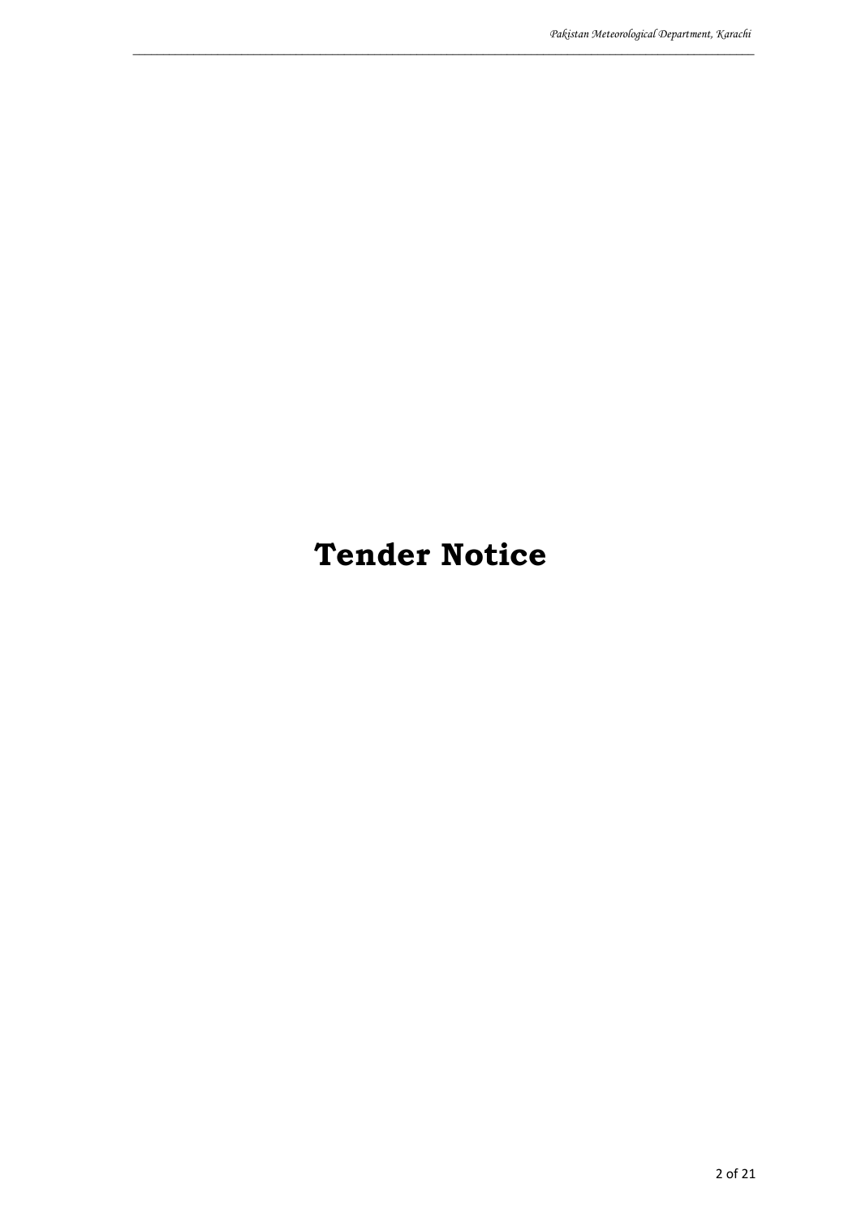# Tender Notice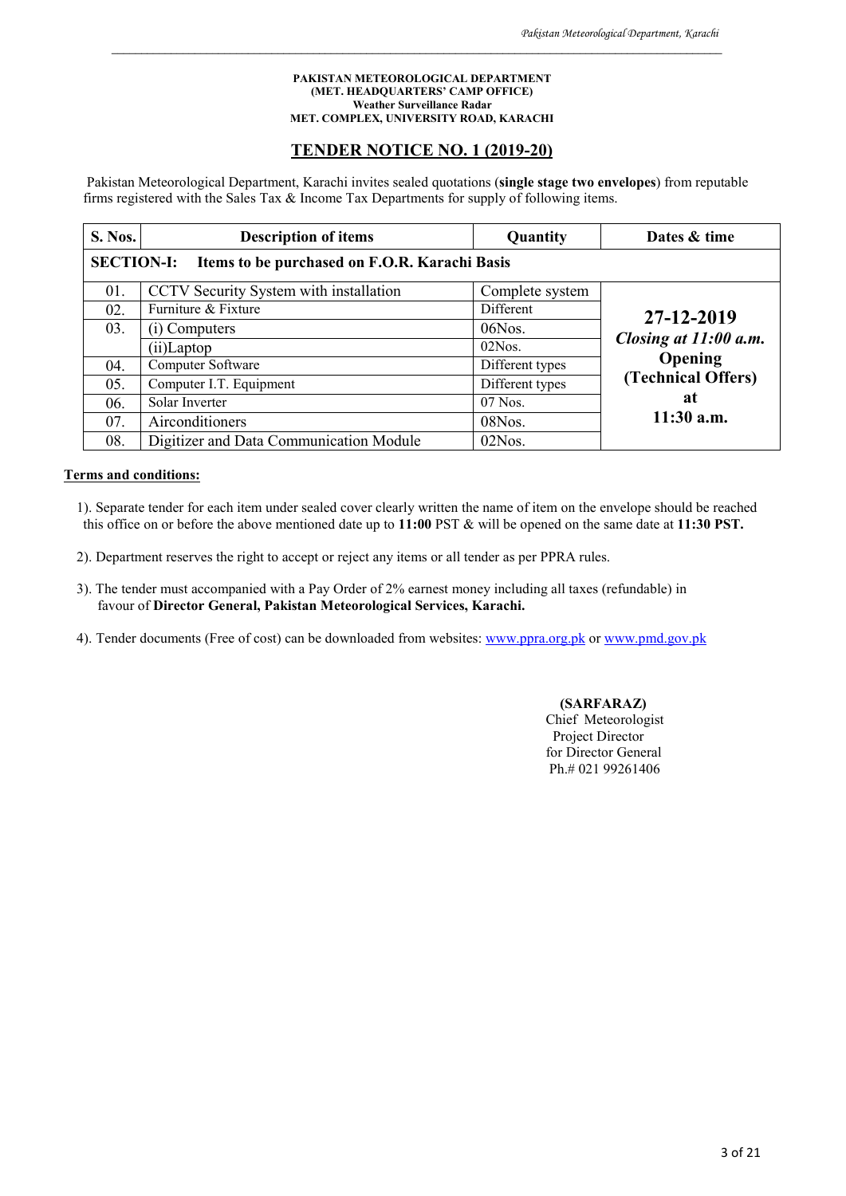**PAKISTAN METEOROLOGICAL DEPARTMENT**
**(MET. HEADQUARTERS' CAMP OFFICE)**
**Weather Surveillance Radar**
**MET. COMPLEX, UNIVERSITY ROAD, KARACHI**

## TENDER NOTICE NO. 1 (2019-20)

Pakistan Meteorological Department, Karachi invites sealed quotations (**single stage two envelopes**) from reputable firms registered with the Sales Tax & Income Tax Departments for supply of following items.

| S. Nos. | Description of items | Quantity | Dates & time |
|---|---|---|---|
| **SECTION-I: Items to be purchased on F.O.R. Karachi Basis** | | | |
| 01. | CCTV Security System with installation | Complete system | **27-12-2019** *Closing at 11:00 a.m.* **Opening (Technical Offers) at 11:30 a.m.** |
| 02. | Furniture & Fixture | Different | |
| 03. | (i) Computers | 06Nos. | |
| | (ii)Laptop | 02Nos. | |
| 04. | Computer Software | Different types | |
| 05. | Computer I.T. Equipment | Different types | |
| 06. | Solar Inverter | 07 Nos. | |
| 07. | Airconditioners | 08Nos. | |
| 08. | Digitizer and Data Communication Module | 02Nos. | |

**Terms and conditions:**

1). Separate tender for each item under sealed cover clearly written the name of item on the envelope should be reached this office on or before the above mentioned date up to **11:00** PST & will be opened on the same date at **11:30 PST.**

2). Department reserves the right to accept or reject any items or all tender as per PPRA rules.

3). The tender must accompanied with a Pay Order of 2% earnest money including all taxes (refundable) in favour of **Director General, Pakistan Meteorological Services, Karachi.**

4). Tender documents (Free of cost) can be downloaded from websites: www.ppra.org.pk or www.pmd.gov.pk

**(SARFARAZ)**
Chief Meteorologist
Project Director
for Director General
Ph.# 021 99261406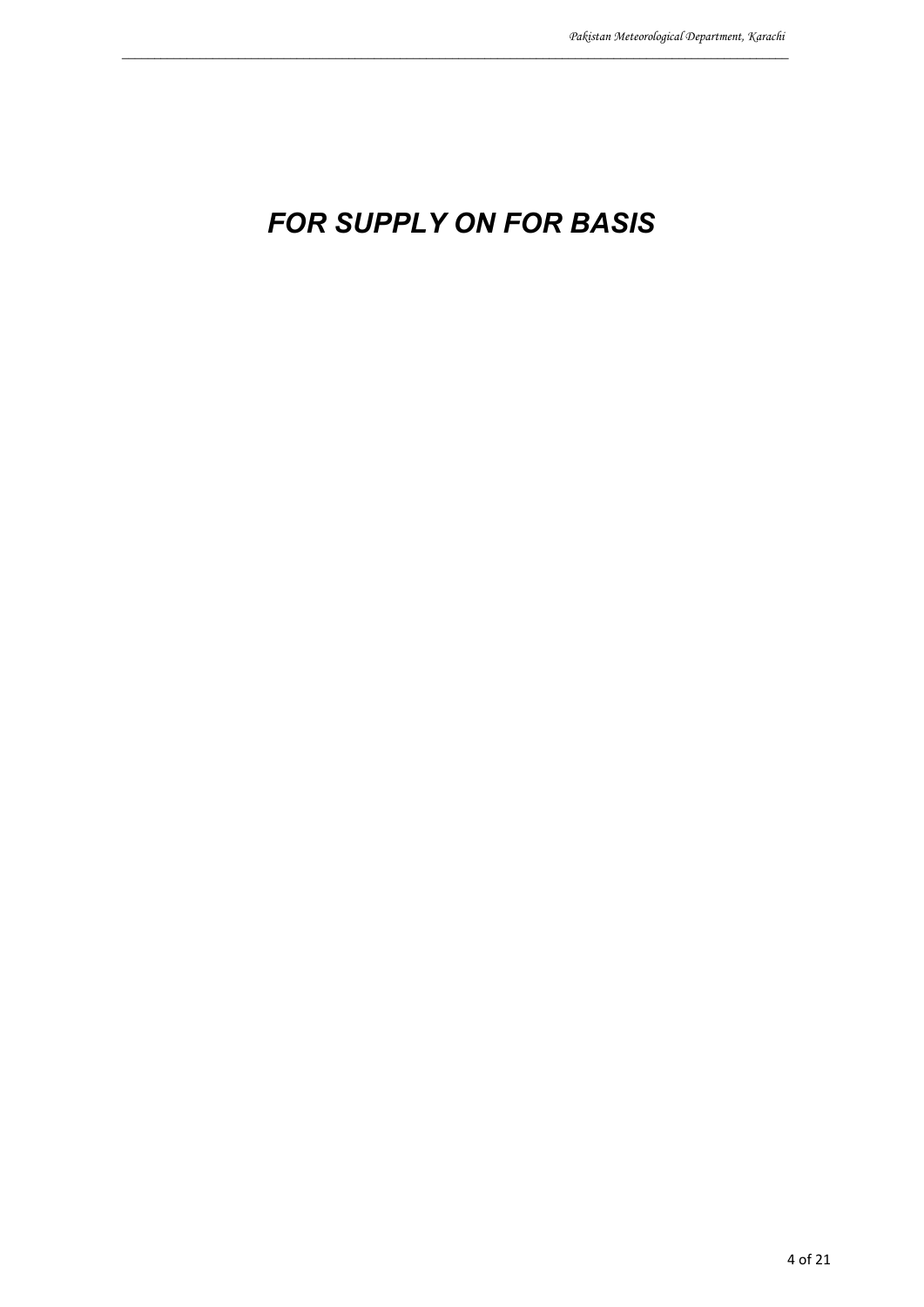# *FOR SUPPLY ON FOR BASIS*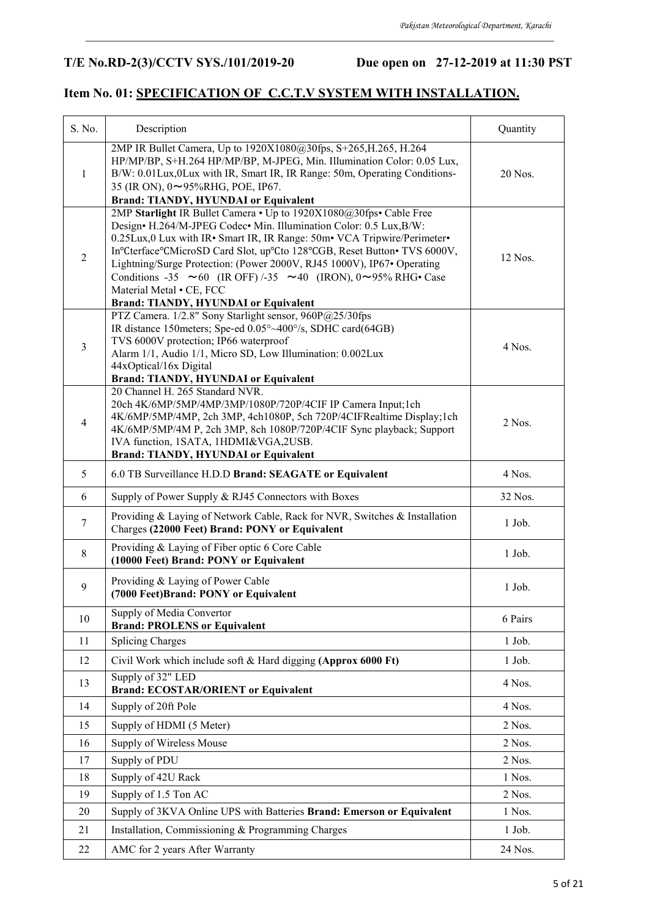**T/E No.RD-2(3)/CCTV SYS./101/2019-20 Due open on 27-12-2019 at 11:30 PST**

## Item No. 01: SPECIFICATION OF C.C.T.V SYSTEM WITH INSTALLATION.

| S. No. | Description | Quantity |
|---|---|---|
| 1 | 2MP IR Bullet Camera, Up to 1920X1080@30fps, S+265,H.265, H.264 HP/MP/BP, S+H.264 HP/MP/BP, M-JPEG, Min. Illumination Color: 0.05 Lux, B/W: 0.01Lux,0Lux with IR, Smart IR, IR Range: 50m, Operating Conditions-35 (IR ON), 0～95%RHG, POE, IP67. **Brand: TIANDY, HYUNDAI or Equivalent** | 20 Nos. |
| 2 | 2MP **Starlight** IR Bullet Camera • Up to 1920X1080@30fps• Cable Free Design• H.264/M-JPEG Codec• Min. Illumination Color: 0.5 Lux,B/W: 0.25Lux,0 Lux with IR• Smart IR, IR Range: 50m• VCA Tripwire/Perimeter• In℃terface℃MicroSD Card Slot, up℃to 128℃GB, Reset Button• TVS 6000V, Lightning/Surge Protection: (Power 2000V, RJ45 1000V), IP67• Operating Conditions -35 ～60 (IR OFF) /-35 ～40 (IRON), 0～95% RHG• Case Material Metal • CE, FCC **Brand: TIANDY, HYUNDAI or Equivalent** | 12 Nos. |
| 3 | PTZ Camera. 1/2.8" Sony Starlight sensor, 960P@25/30fps IR distance 150meters; Spe-ed 0.05°~400°/s, SDHC card(64GB) TVS 6000V protection; IP66 waterproof Alarm 1/1, Audio 1/1, Micro SD, Low Illumination: 0.002Lux 44xOptical/16x Digital **Brand: TIANDY, HYUNDAI or Equivalent** | 4 Nos. |
| 4 | 20 Channel H. 265 Standard NVR. 20ch 4K/6MP/5MP/4MP/3MP/1080P/720P/4CIF IP Camera Input;1ch 4K/6MP/5MP/4MP, 2ch 3MP, 4ch1080P, 5ch 720P/4CIFRealtime Display;1ch 4K/6MP/5MP/4M P, 2ch 3MP, 8ch 1080P/720P/4CIF Sync playback; Support IVA function, 1SATA, 1HDMI&VGA,2USB. **Brand: TIANDY, HYUNDAI or Equivalent** | 2 Nos. |
| 5 | 6.0 TB Surveillance H.D.D **Brand: SEAGATE or Equivalent** | 4 Nos. |
| 6 | Supply of Power Supply & RJ45 Connectors with Boxes | 32 Nos. |
| 7 | Providing & Laying of Network Cable, Rack for NVR, Switches & Installation Charges **(22000 Feet) Brand: PONY or Equivalent** | 1 Job. |
| 8 | Providing & Laying of Fiber optic 6 Core Cable **(10000 Feet) Brand: PONY or Equivalent** | 1 Job. |
| 9 | Providing & Laying of Power Cable **(7000 Feet)Brand: PONY or Equivalent** | 1 Job. |
| 10 | Supply of Media Convertor **Brand: PROLENS or Equivalent** | 6 Pairs |
| 11 | Splicing Charges | 1 Job. |
| 12 | Civil Work which include soft & Hard digging **(Approx 6000 Ft)** | 1 Job. |
| 13 | Supply of 32" LED **Brand: ECOSTAR/ORIENT or Equivalent** | 4 Nos. |
| 14 | Supply of 20ft Pole | 4 Nos. |
| 15 | Supply of HDMI (5 Meter) | 2 Nos. |
| 16 | Supply of Wireless Mouse | 2 Nos. |
| 17 | Supply of PDU | 2 Nos. |
| 18 | Supply of 42U Rack | 1 Nos. |
| 19 | Supply of 1.5 Ton AC | 2 Nos. |
| 20 | Supply of 3KVA Online UPS with Batteries **Brand: Emerson or Equivalent** | 1 Nos. |
| 21 | Installation, Commissioning & Programming Charges | 1 Job. |
| 22 | AMC for 2 years After Warranty | 24 Nos. |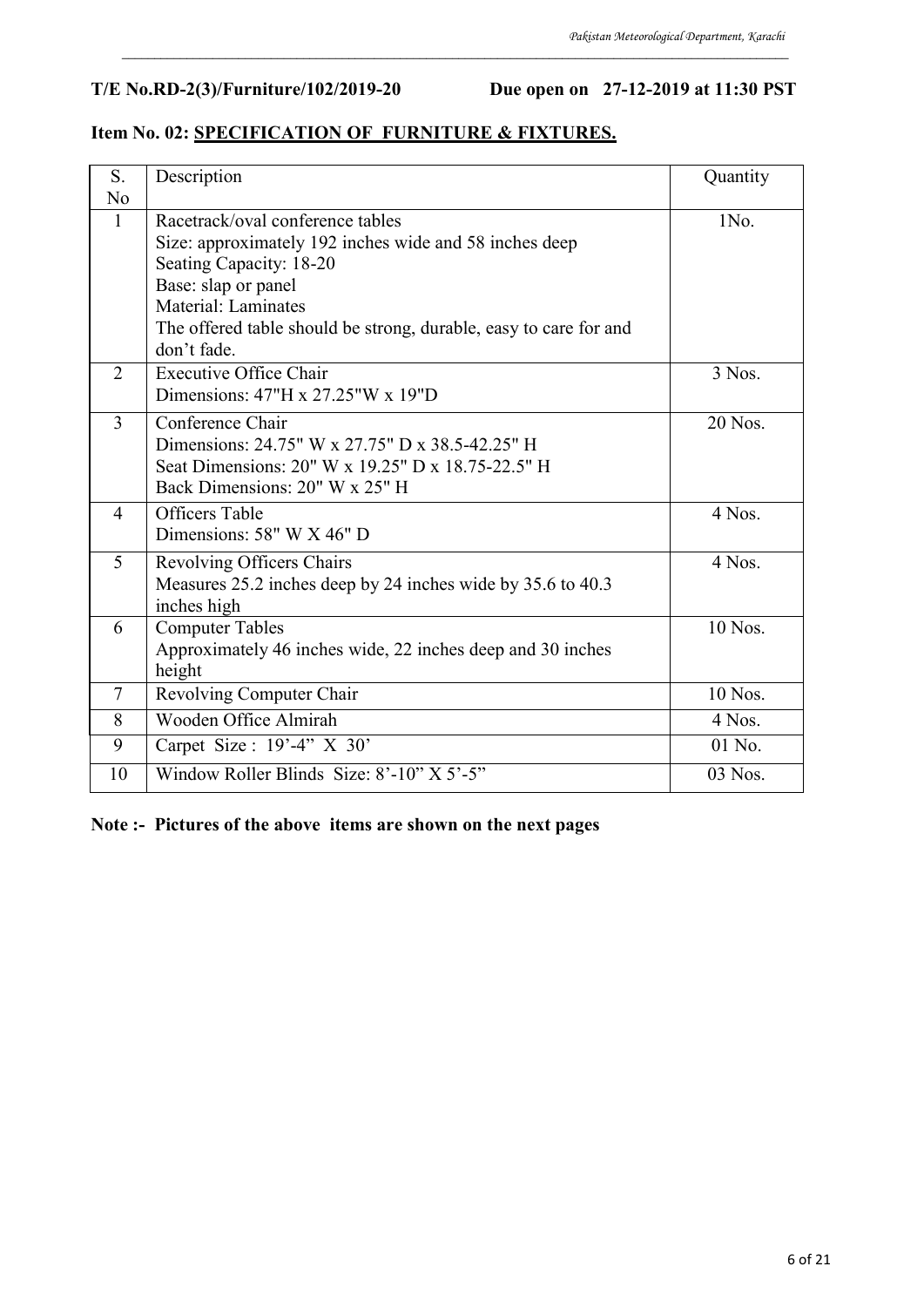**T/E No.RD-2(3)/Furniture/102/2019-20 Due open on 27-12-2019 at 11:30 PST**

## Item No. 02: SPECIFICATION OF FURNITURE & FIXTURES.

| S. No | Description | Quantity |
|---|---|---|
| 1 | Racetrack/oval conference tables<br>Size: approximately 192 inches wide and 58 inches deep<br>Seating Capacity: 18-20<br>Base: slap or panel<br>Material: Laminates<br>The offered table should be strong, durable, easy to care for and don't fade. | 1No. |
| 2 | Executive Office Chair<br>Dimensions: 47"H x 27.25"W x 19"D | 3 Nos. |
| 3 | Conference Chair<br>Dimensions: 24.75" W x 27.75" D x 38.5-42.25" H<br>Seat Dimensions: 20" W x 19.25" D x 18.75-22.5" H<br>Back Dimensions: 20" W x 25" H | 20 Nos. |
| 4 | Officers Table<br>Dimensions: 58" W X 46" D | 4 Nos. |
| 5 | Revolving Officers Chairs<br>Measures 25.2 inches deep by 24 inches wide by 35.6 to 40.3 inches high | 4 Nos. |
| 6 | Computer Tables<br>Approximately 46 inches wide, 22 inches deep and 30 inches height | 10 Nos. |
| 7 | Revolving Computer Chair | 10 Nos. |
| 8 | Wooden Office Almirah | 4 Nos. |
| 9 | Carpet Size : 19'-4" X 30' | 01 No. |
| 10 | Window Roller Blinds Size: 8'-10" X 5'-5" | 03 Nos. |

**Note :- Pictures of the above items are shown on the next pages**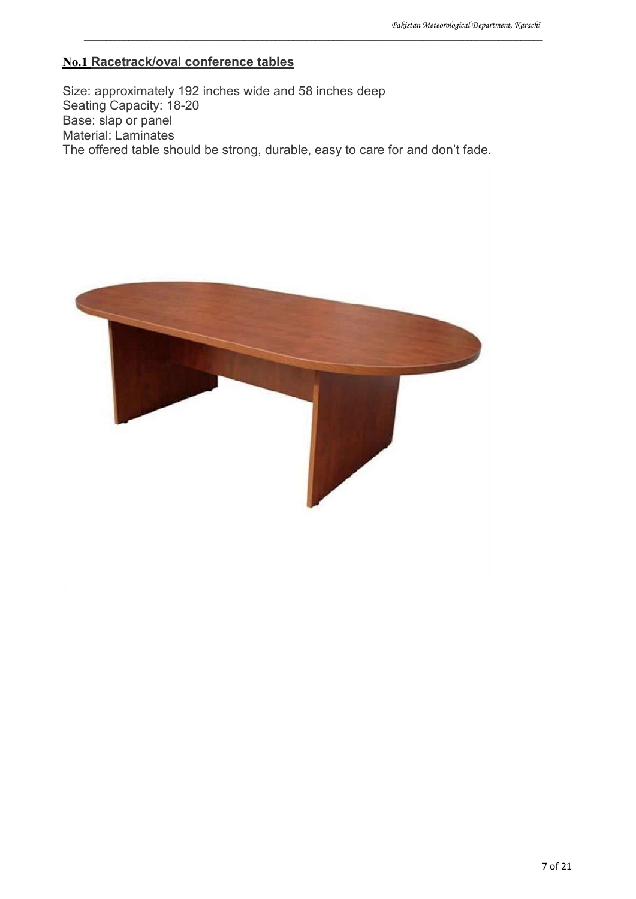## **No.1 Racetrack/oval conference tables**

Size: approximately 192 inches wide and 58 inches deep
Seating Capacity: 18-20
Base: slap or panel
Material: Laminates
The offered table should be strong, durable, easy to care for and don't fade.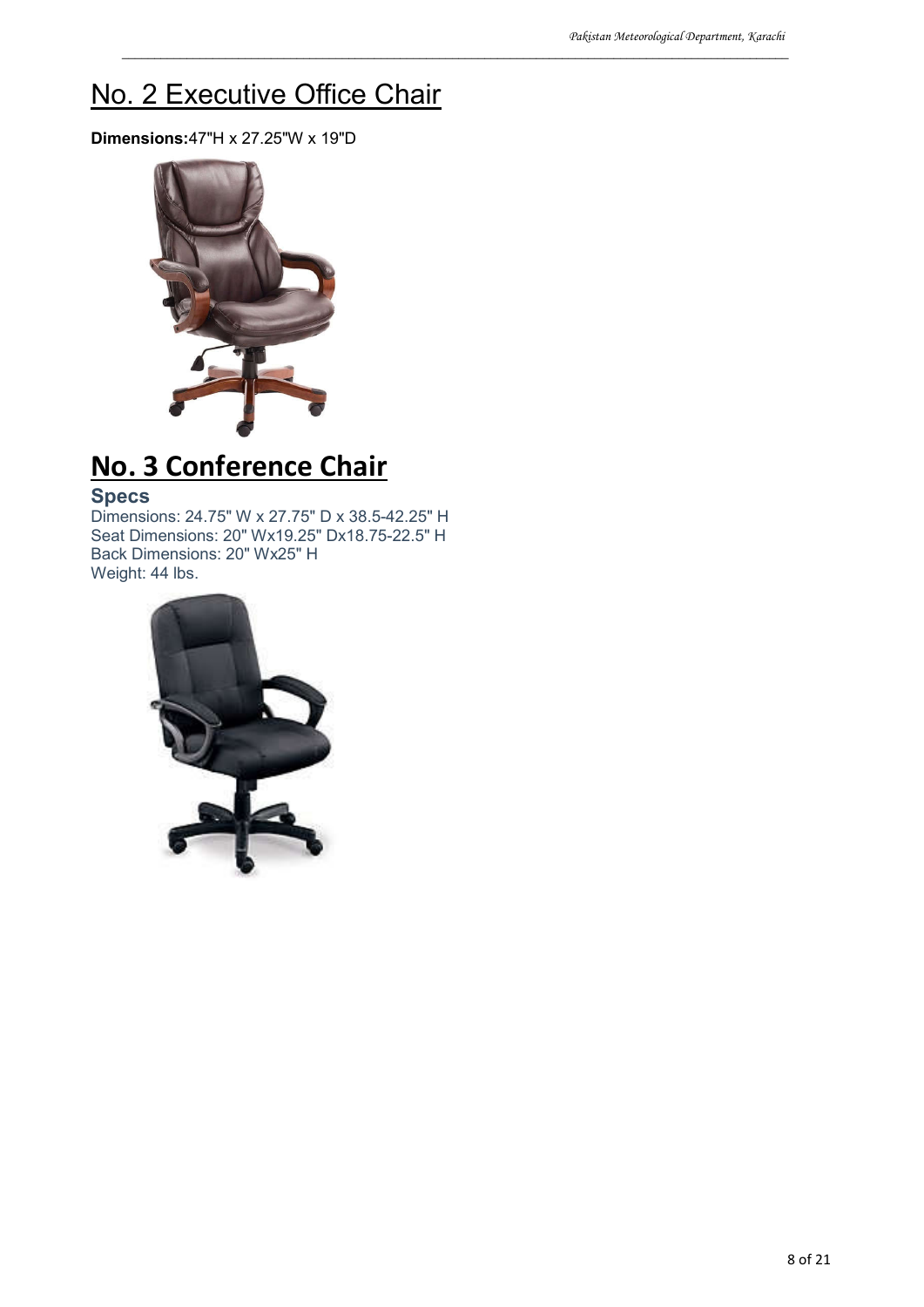## No. 2 Executive Office Chair

**Dimensions:**47"H x 27.25"W x 19"D

## No. 3 Conference Chair

### Specs

Dimensions: 24.75" W x 27.75" D x 38.5-42.25" H
Seat Dimensions: 20" Wx19.25" Dx18.75-22.5" H
Back Dimensions: 20" Wx25" H
Weight: 44 lbs.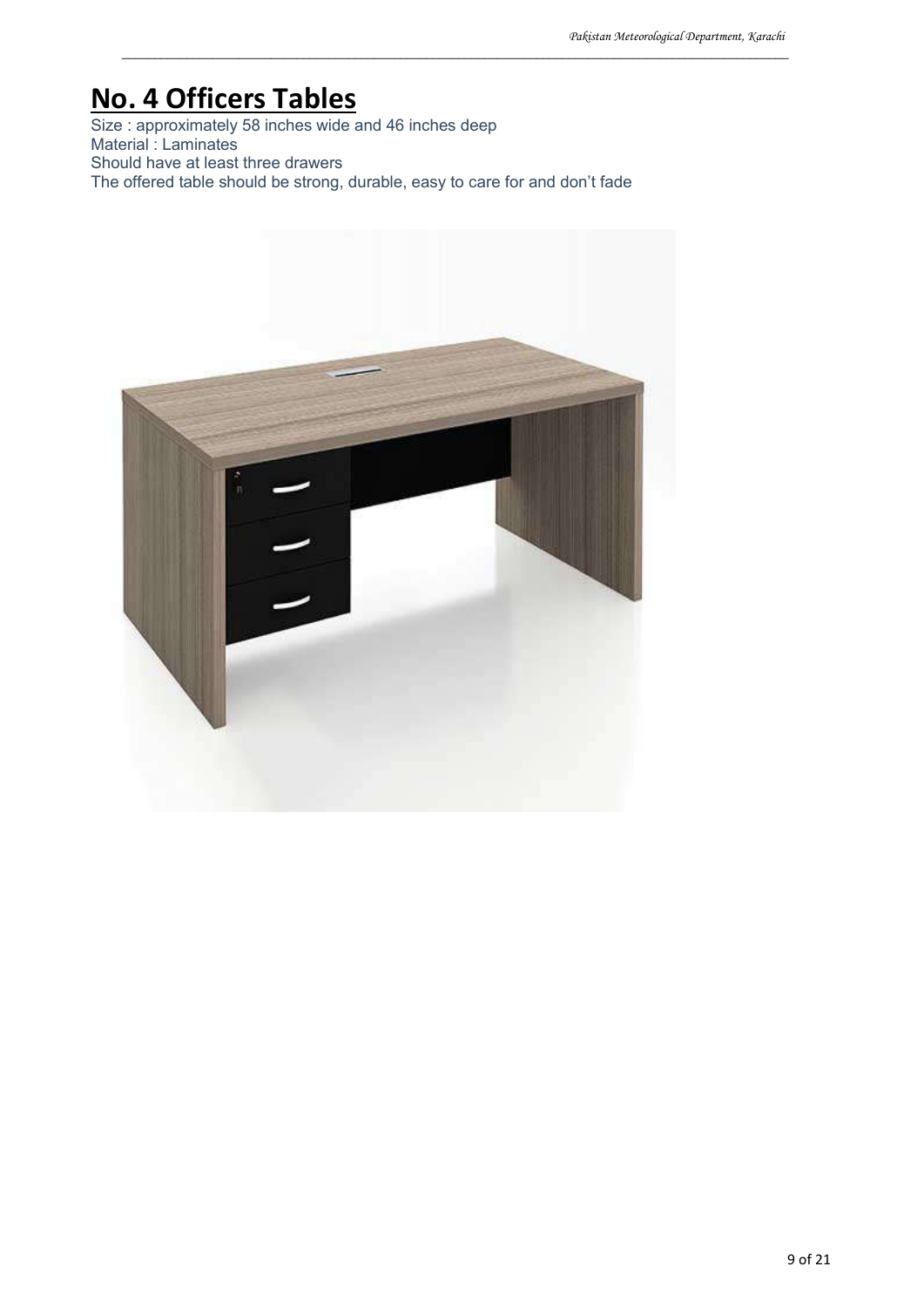# No. 4 Officers Tables

Size : approximately 58 inches wide and 46 inches deep
Material : Laminates
Should have at least three drawers
The offered table should be strong, durable, easy to care for and don't fade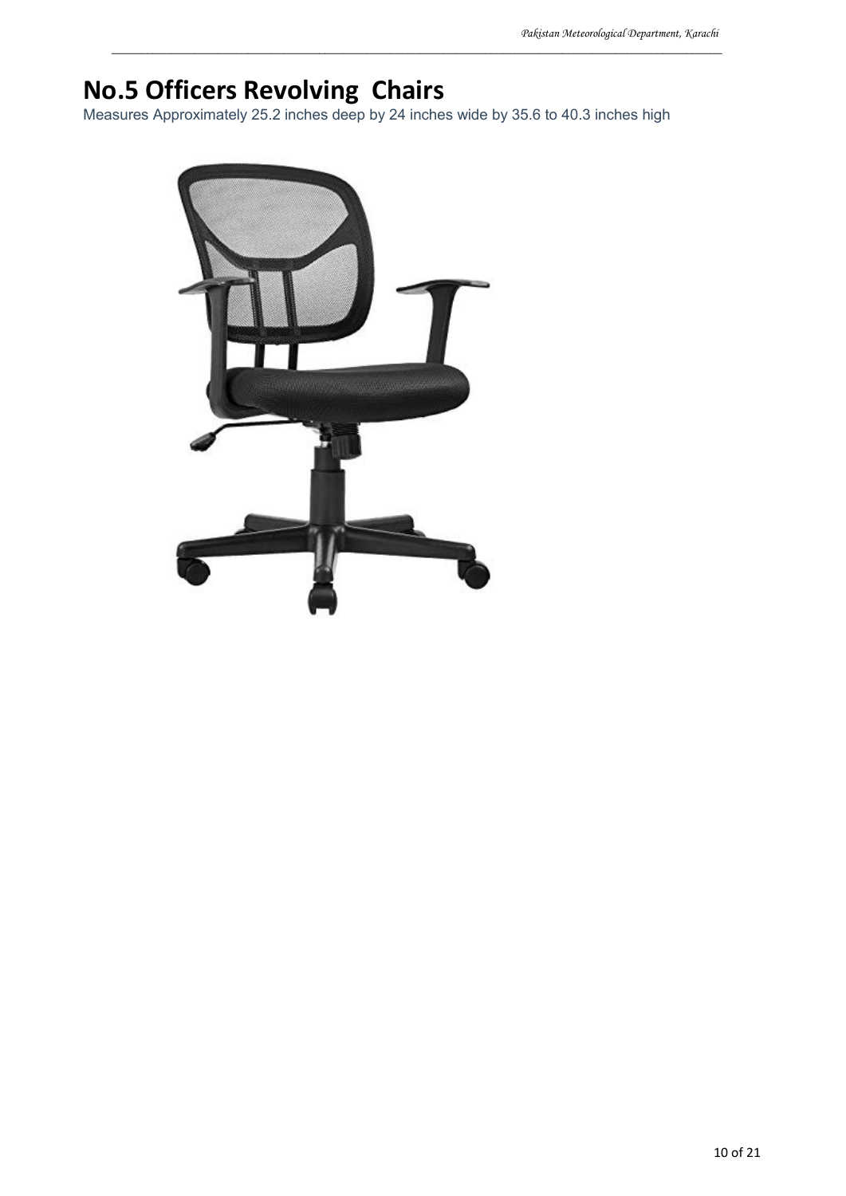# No.5 Officers Revolving  Chairs

Measures Approximately 25.2 inches deep by 24 inches wide by 35.6 to 40.3 inches high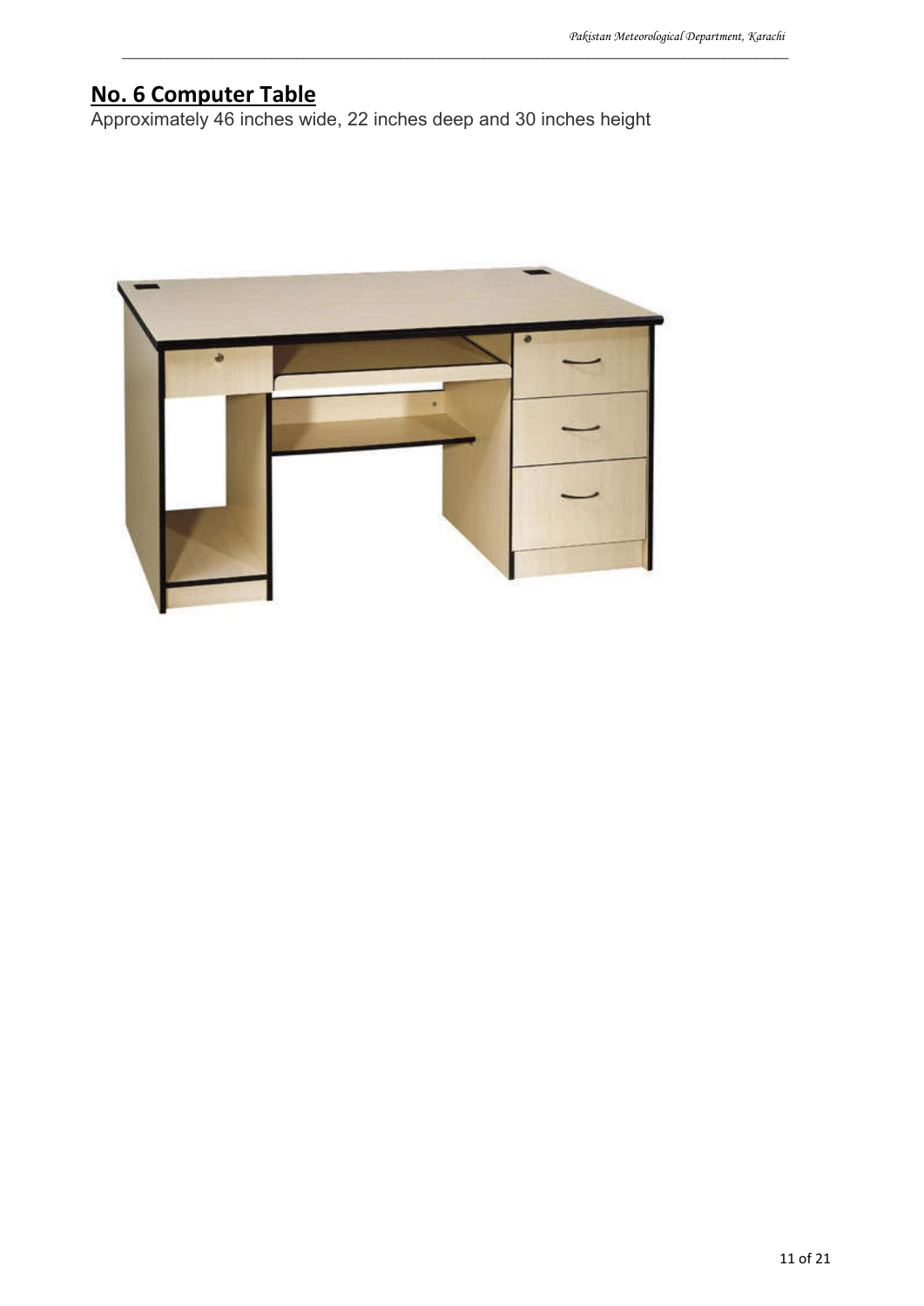## No. 6 Computer Table

Approximately 46 inches wide, 22 inches deep and 30 inches height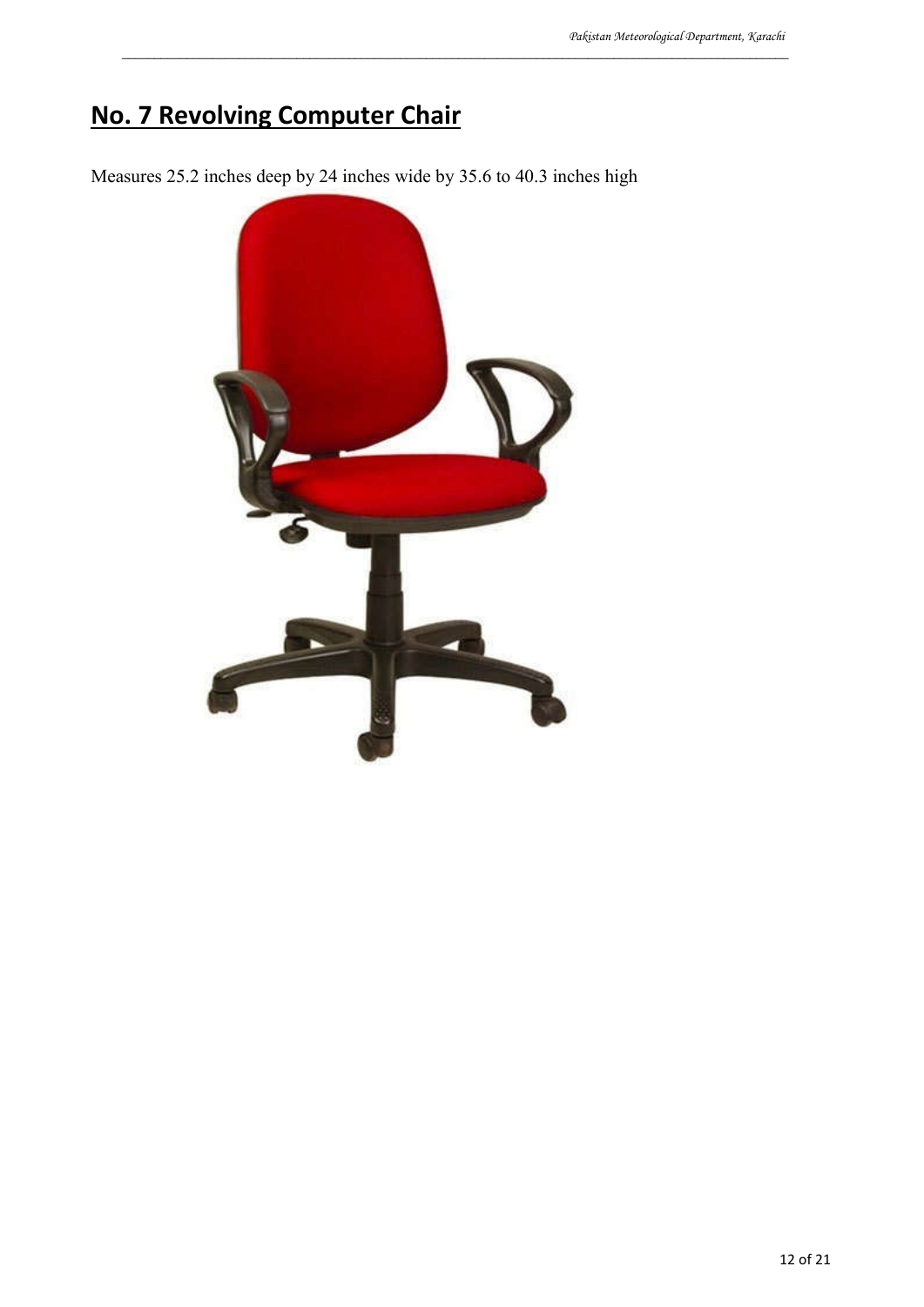# No. 7 Revolving Computer Chair

Measures 25.2 inches deep by 24 inches wide by 35.6 to 40.3 inches high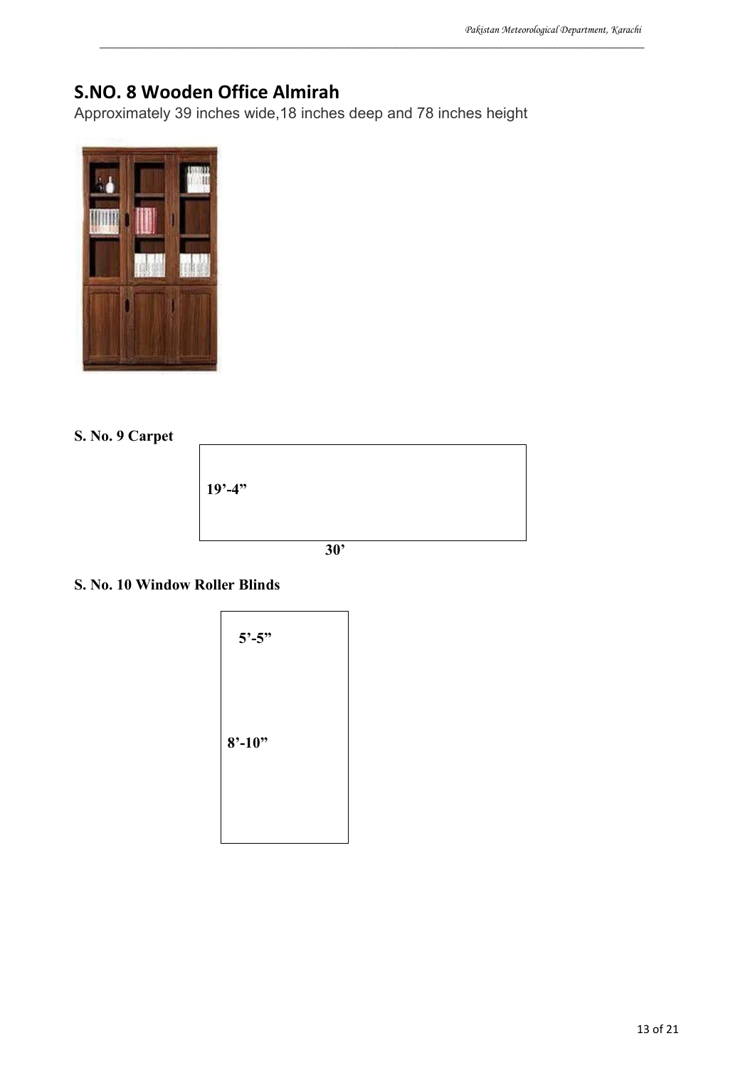## S.NO. 8 Wooden Office Almirah

Approximately 39 inches wide,18 inches deep and 78 inches height

**S. No. 9 Carpet**

**19'-4"**

**30'**

**S. No. 10 Window Roller Blinds**

**5'-5"**

**8'-10"**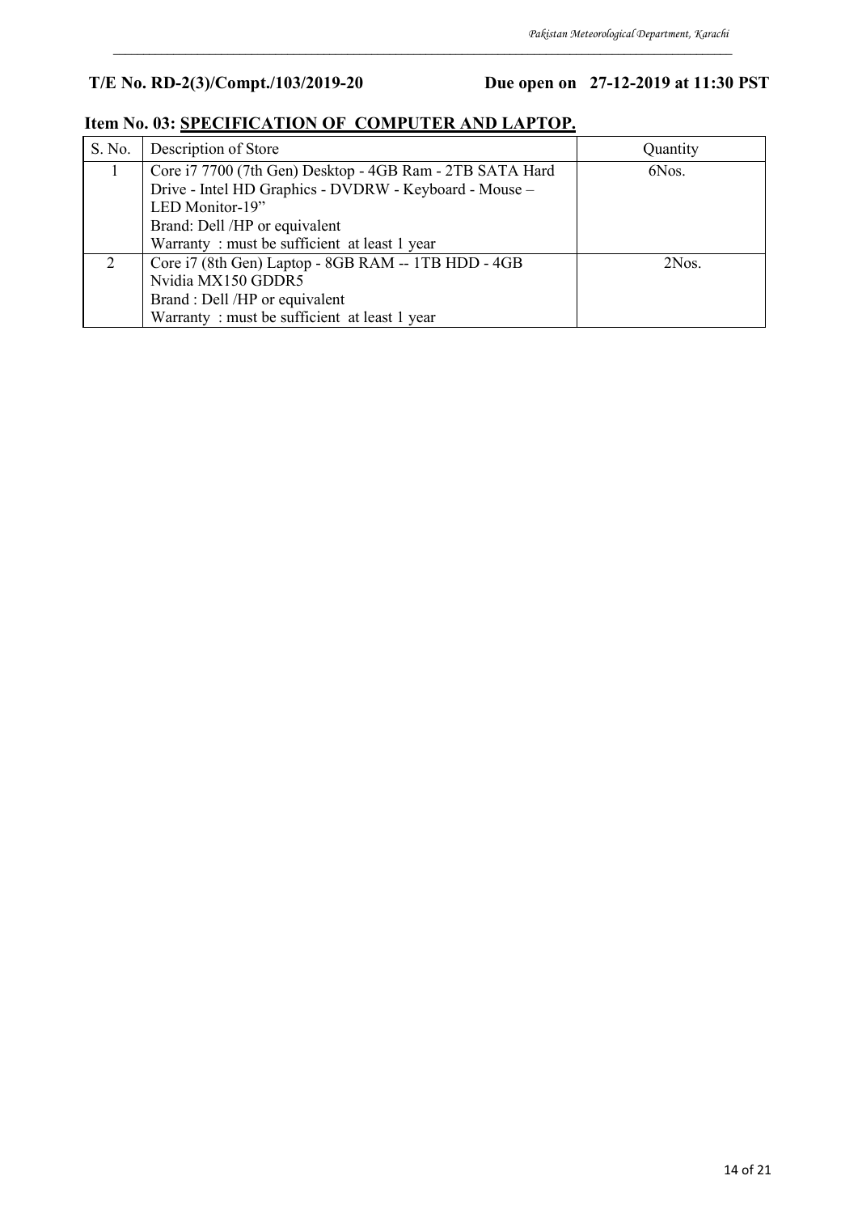**T/E No. RD-2(3)/Compt./103/2019-20 Due open on 27-12-2019 at 11:30 PST**

## Item No. 03: SPECIFICATION OF COMPUTER AND LAPTOP.

| S. No. | Description of Store | Quantity |
|---|---|---|
| 1 | Core i7 7700 (7th Gen) Desktop - 4GB Ram - 2TB SATA Hard Drive - Intel HD Graphics - DVDRW - Keyboard - Mouse – LED Monitor-19"<br>Brand: Dell /HP or equivalent<br>Warranty : must be sufficient at least 1 year | 6Nos. |
| 2 | Core i7 (8th Gen) Laptop - 8GB RAM -- 1TB HDD - 4GB Nvidia MX150 GDDR5<br>Brand : Dell /HP or equivalent<br>Warranty : must be sufficient at least 1 year | 2Nos. |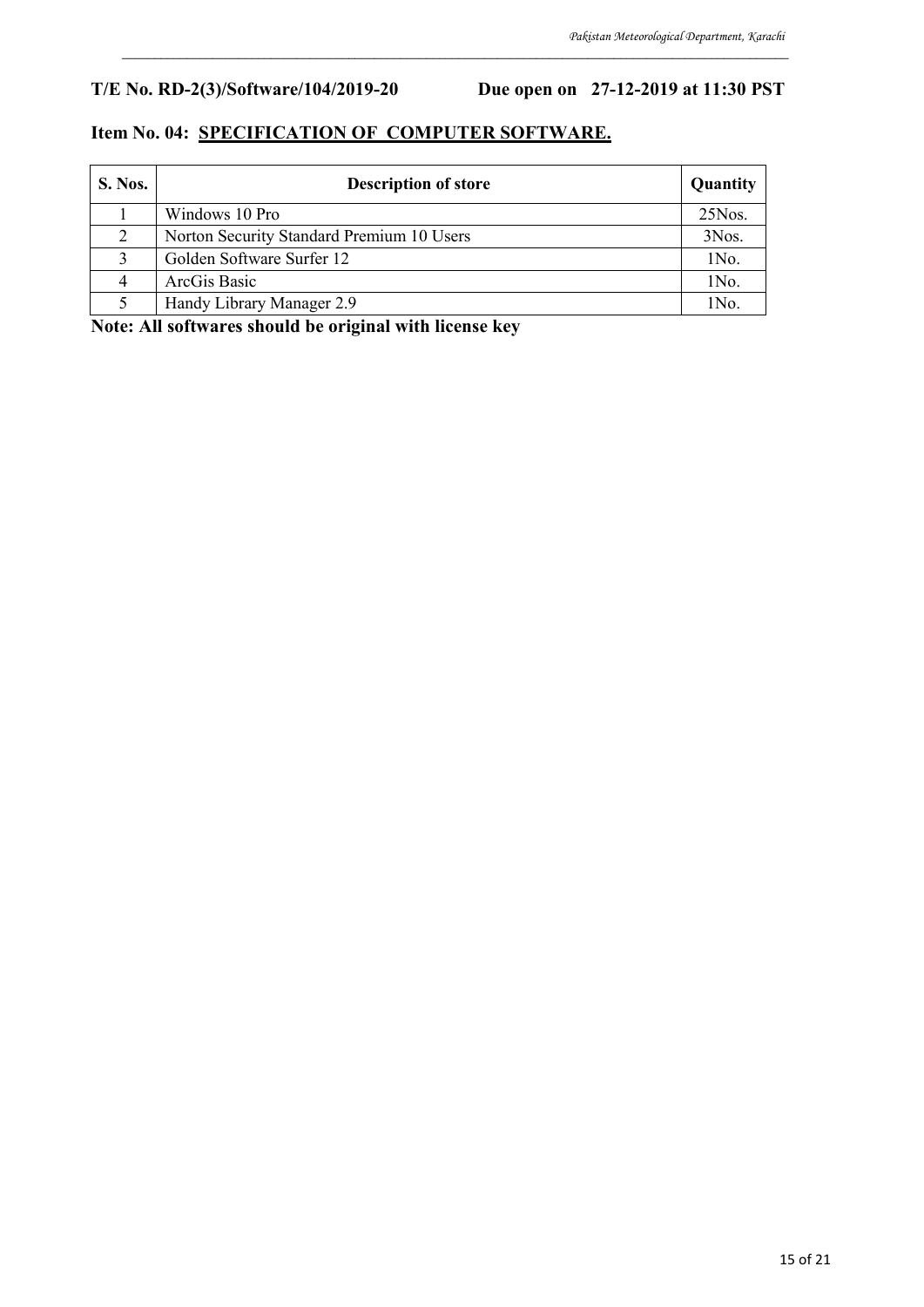**T/E No. RD-2(3)/Software/104/2019-20 Due open on 27-12-2019 at 11:30 PST**

**Item No. 04: <u>SPECIFICATION OF COMPUTER SOFTWARE.</u>**

| S. Nos. | Description of store | Quantity |
|---|---|---|
| 1 | Windows 10 Pro | 25Nos. |
| 2 | Norton Security Standard Premium 10 Users | 3Nos. |
| 3 | Golden Software Surfer 12 | 1No. |
| 4 | ArcGis Basic | 1No. |
| 5 | Handy Library Manager 2.9 | 1No. |

**Note: All softwares should be original with license key**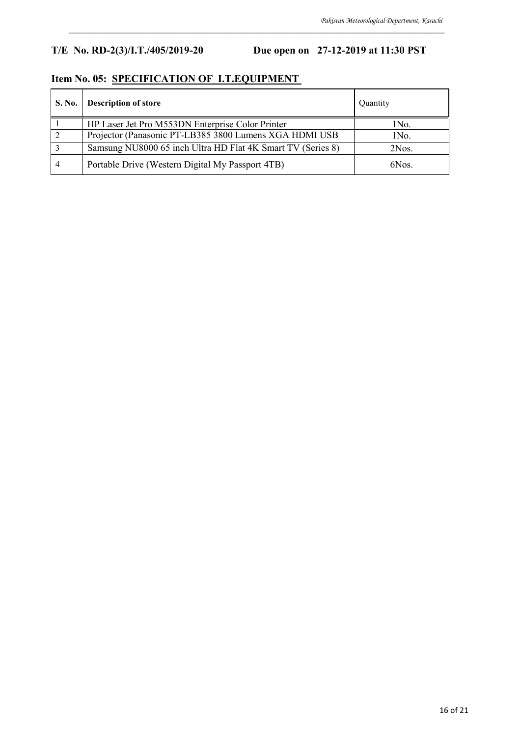**T/E No. RD-2(3)/I.T./405/2019-20 Due open on 27-12-2019 at 11:30 PST**

## Item No. 05: SPECIFICATION OF I.T.EQUIPMENT

| S. No. | Description of store | Quantity |
|---|---|---|
| 1 | HP Laser Jet Pro M553DN Enterprise Color Printer | 1No. |
| 2 | Projector (Panasonic PT-LB385 3800 Lumens XGA HDMI USB | 1No. |
| 3 | Samsung NU8000 65 inch Ultra HD Flat 4K Smart TV (Series 8) | 2Nos. |
| 4 | Portable Drive (Western Digital My Passport 4TB) | 6Nos. |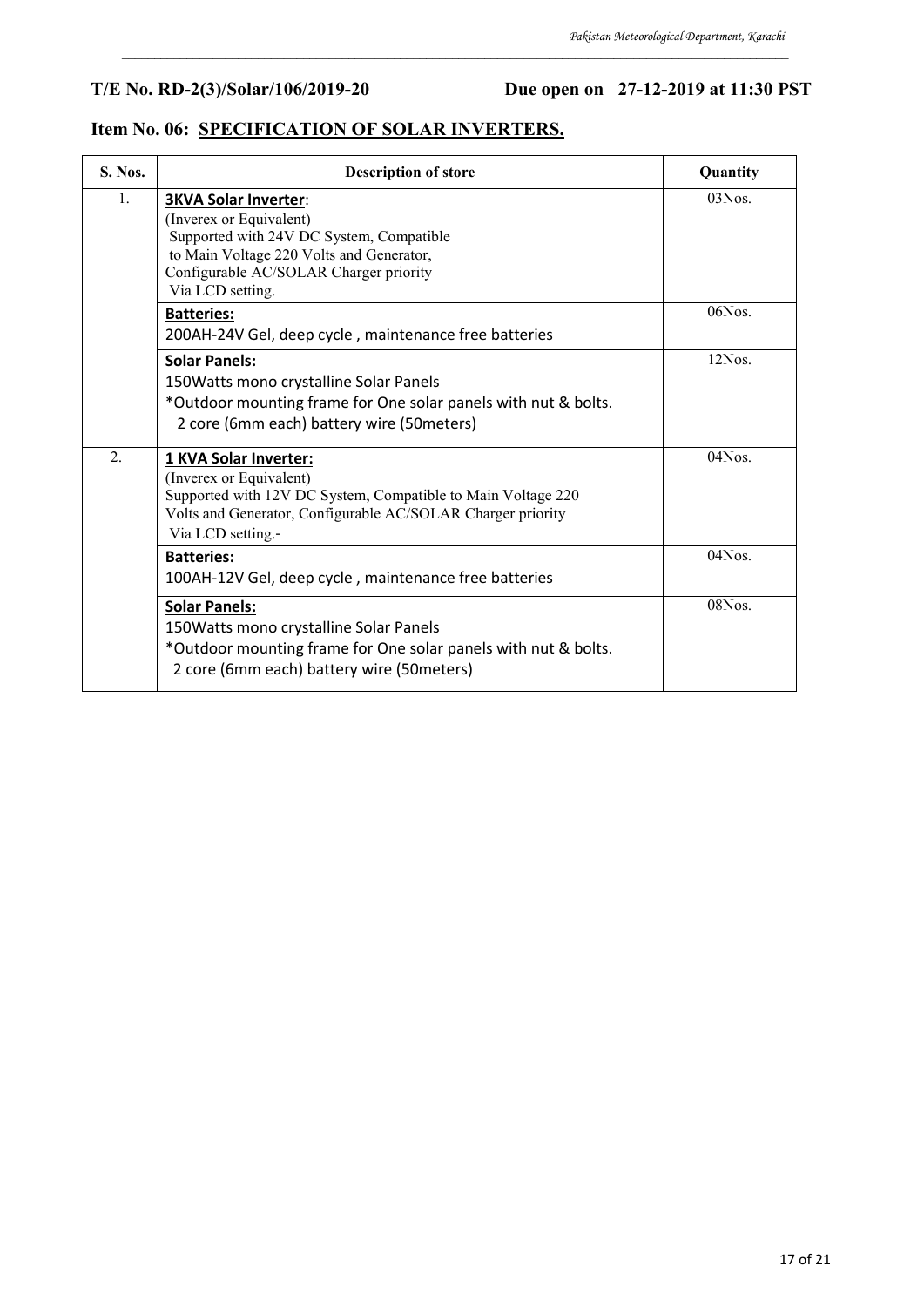**T/E No. RD-2(3)/Solar/106/2019-20 Due open on 27-12-2019 at 11:30 PST**

## Item No. 06: SPECIFICATION OF SOLAR INVERTERS.

| S. Nos. | Description of store | Quantity |
|---|---|---|
| 1. | **3KVA Solar Inverter**:<br>(Inverex or Equivalent)<br>Supported with 24V DC System, Compatible to Main Voltage 220 Volts and Generator, Configurable AC/SOLAR Charger priority Via LCD setting. | 03Nos. |
| | **Batteries:**<br>200AH-24V Gel, deep cycle , maintenance free batteries | 06Nos. |
| | **Solar Panels:**<br>150Watts mono crystalline Solar Panels<br>*Outdoor mounting frame for One solar panels with nut & bolts.<br>2 core (6mm each) battery wire (50meters) | 12Nos. |
| 2. | **1 KVA Solar Inverter:**<br>(Inverex or Equivalent)<br>Supported with 12V DC System, Compatible to Main Voltage 220 Volts and Generator, Configurable AC/SOLAR Charger priority Via LCD setting.- | 04Nos. |
| | **Batteries:**<br>100AH-12V Gel, deep cycle , maintenance free batteries | 04Nos. |
| | **Solar Panels:**<br>150Watts mono crystalline Solar Panels<br>*Outdoor mounting frame for One solar panels with nut & bolts.<br>2 core (6mm each) battery wire (50meters) | 08Nos. |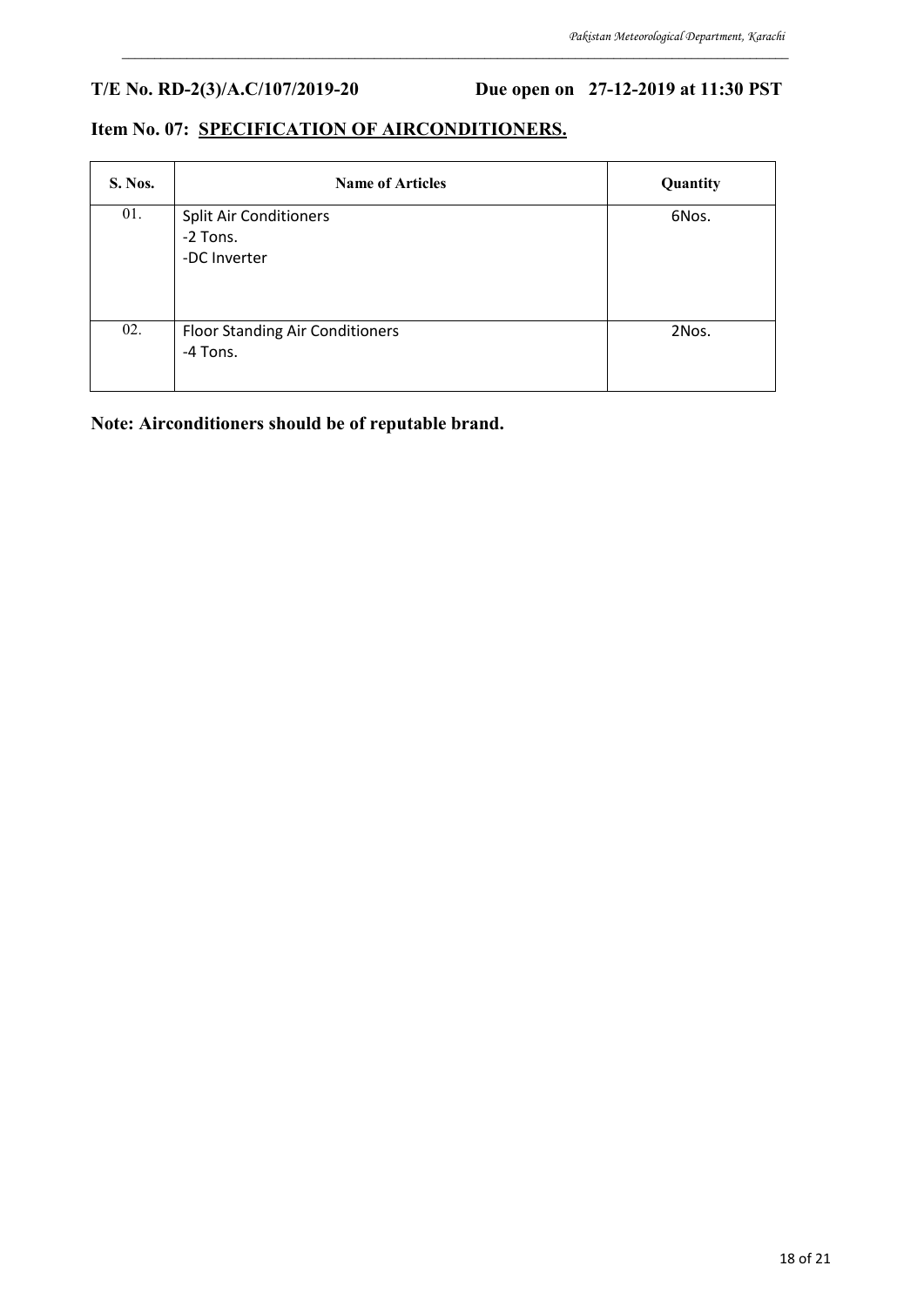**T/E No. RD-2(3)/A.C/107/2019-20 Due open on 27-12-2019 at 11:30 PST**

## Item No. 07: SPECIFICATION OF AIRCONDITIONERS.

| S. Nos. | Name of Articles | Quantity |
|---|---|---|
| 01. | Split Air Conditioners<br>-2 Tons.<br>-DC Inverter | 6Nos. |
| 02. | Floor Standing Air Conditioners<br>-4 Tons. | 2Nos. |

**Note: Airconditioners should be of reputable brand.**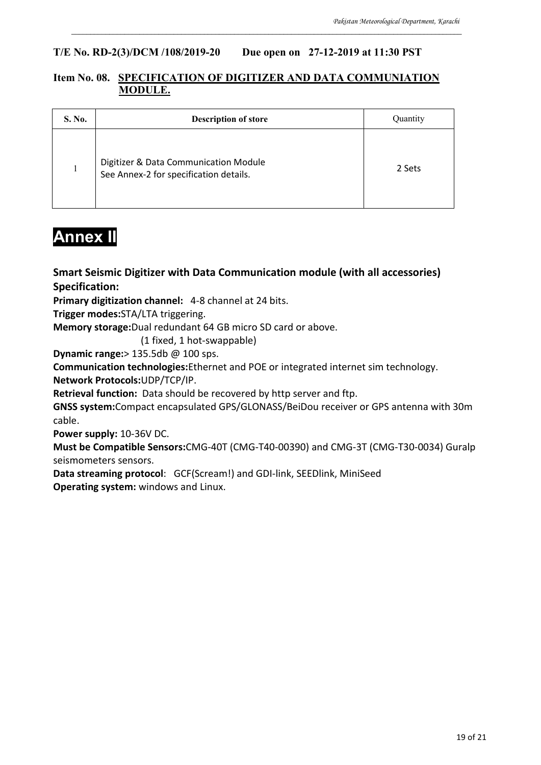**T/E No. RD-2(3)/DCM /108/2019-20 Due open on 27-12-2019 at 11:30 PST**

**Item No. 08. SPECIFICATION OF DIGITIZER AND DATA COMMUNIATION MODULE.**

| S. No. | Description of store | Quantity |
|---|---|---|
| 1 | Digitizer & Data Communication Module<br>See Annex-2 for specification details. | 2 Sets |

# Annex II

### Smart Seismic Digitizer with Data Communication module (with all accessories) Specification:

**Primary digitization channel:** 4-8 channel at 24 bits.

**Trigger modes:**STA/LTA triggering.

**Memory storage:**Dual redundant 64 GB micro SD card or above.
(1 fixed, 1 hot-swappable)

**Dynamic range:**> 135.5db @ 100 sps.

**Communication technologies:**Ethernet and POE or integrated internet sim technology.

**Network Protocols:**UDP/TCP/IP.

**Retrieval function:** Data should be recovered by http server and ftp.

**GNSS system:**Compact encapsulated GPS/GLONASS/BeiDou receiver or GPS antenna with 30m cable.

**Power supply:** 10-36V DC.

**Must be Compatible Sensors:**CMG-40T (CMG-T40-00390) and CMG-3T (CMG-T30-0034) Guralp seismometers sensors.

**Data streaming protocol**: GCF(Scream!) and GDI-link, SEEDlink, MiniSeed

**Operating system:** windows and Linux.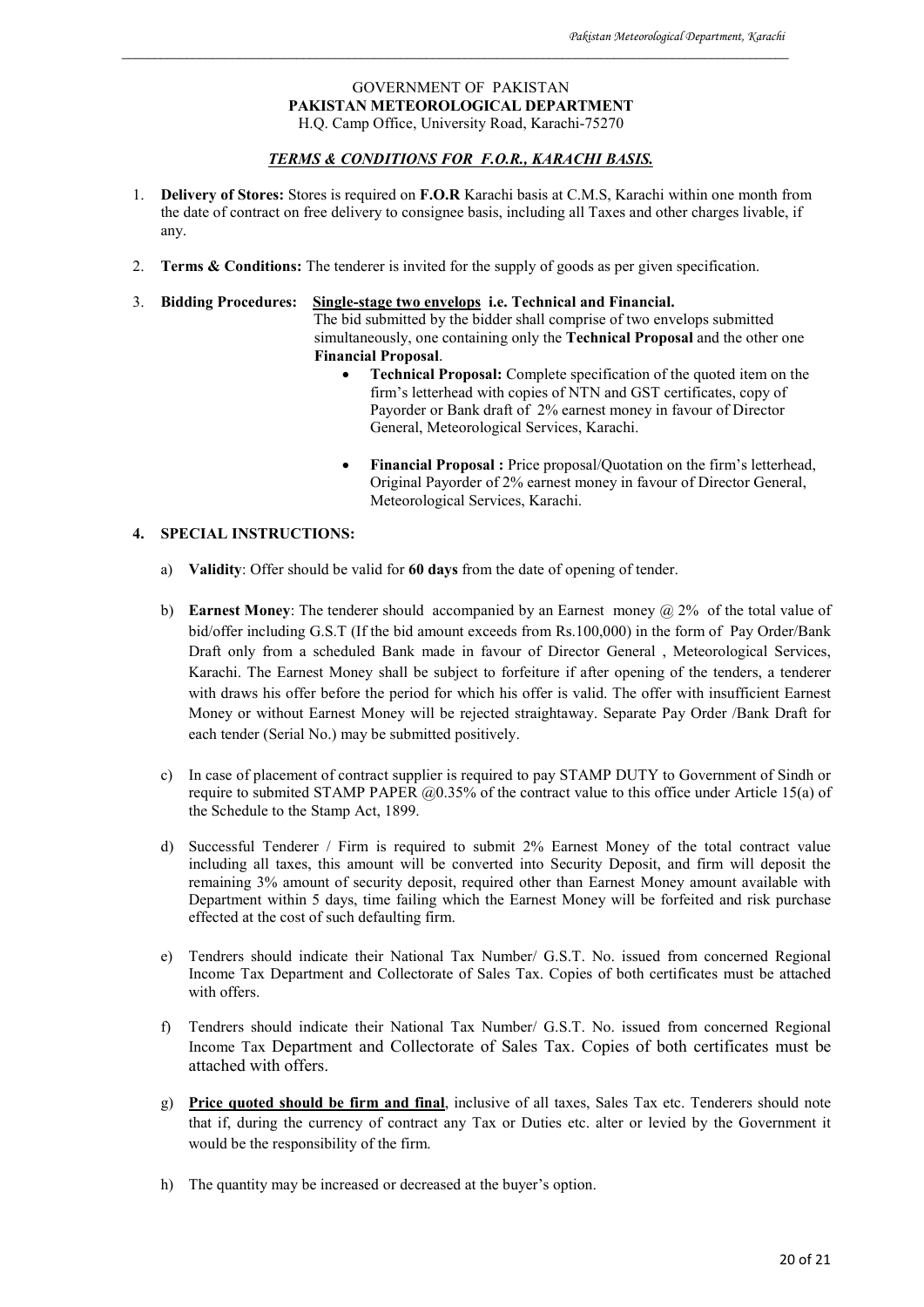GOVERNMENT OF PAKISTAN

**PAKISTAN METEOROLOGICAL DEPARTMENT**

H.Q. Camp Office, University Road, Karachi-75270

## ***TERMS & CONDITIONS FOR F.O.R., KARACHI BASIS.***

1. **Delivery of Stores:** Stores is required on **F.O.R** Karachi basis at C.M.S, Karachi within one month from the date of contract on free delivery to consignee basis, including all Taxes and other charges livable, if any.

2. **Terms & Conditions:** The tenderer is invited for the supply of goods as per given specification.

3. **Bidding Procedures:** **Single-stage two envelops i.e. Technical and Financial.**
   The bid submitted by the bidder shall comprise of two envelops submitted simultaneously, one containing only the **Technical Proposal** and the other one **Financial Proposal**.
   - **Technical Proposal:** Complete specification of the quoted item on the firm's letterhead with copies of NTN and GST certificates, copy of Payorder or Bank draft of 2% earnest money in favour of Director General, Meteorological Services, Karachi.
   - **Financial Proposal :** Price proposal/Quotation on the firm's letterhead, Original Payorder of 2% earnest money in favour of Director General, Meteorological Services, Karachi.

**4. SPECIAL INSTRUCTIONS:**

a) **Validity**: Offer should be valid for **60 days** from the date of opening of tender.

b) **Earnest Money**: The tenderer should accompanied by an Earnest money @ 2% of the total value of bid/offer including G.S.T (If the bid amount exceeds from Rs.100,000) in the form of Pay Order/Bank Draft only from a scheduled Bank made in favour of Director General , Meteorological Services, Karachi. The Earnest Money shall be subject to forfeiture if after opening of the tenders, a tenderer with draws his offer before the period for which his offer is valid. The offer with insufficient Earnest Money or without Earnest Money will be rejected straightaway. Separate Pay Order /Bank Draft for each tender (Serial No.) may be submitted positively.

c) In case of placement of contract supplier is required to pay STAMP DUTY to Government of Sindh or require to submited STAMP PAPER @0.35% of the contract value to this office under Article 15(a) of the Schedule to the Stamp Act, 1899.

d) Successful Tenderer / Firm is required to submit 2% Earnest Money of the total contract value including all taxes, this amount will be converted into Security Deposit, and firm will deposit the remaining 3% amount of security deposit, required other than Earnest Money amount available with Department within 5 days, time failing which the Earnest Money will be forfeited and risk purchase effected at the cost of such defaulting firm.

e) Tendrers should indicate their National Tax Number/ G.S.T. No. issued from concerned Regional Income Tax Department and Collectorate of Sales Tax. Copies of both certificates must be attached with offers.

f) Tendrers should indicate their National Tax Number/ G.S.T. No. issued from concerned Regional Income Tax Department and Collectorate of Sales Tax. Copies of both certificates must be attached with offers.

g) **Price quoted should be firm and final**, inclusive of all taxes, Sales Tax etc. Tenderers should note that if, during the currency of contract any Tax or Duties etc. alter or levied by the Government it would be the responsibility of the firm.

h) The quantity may be increased or decreased at the buyer's option.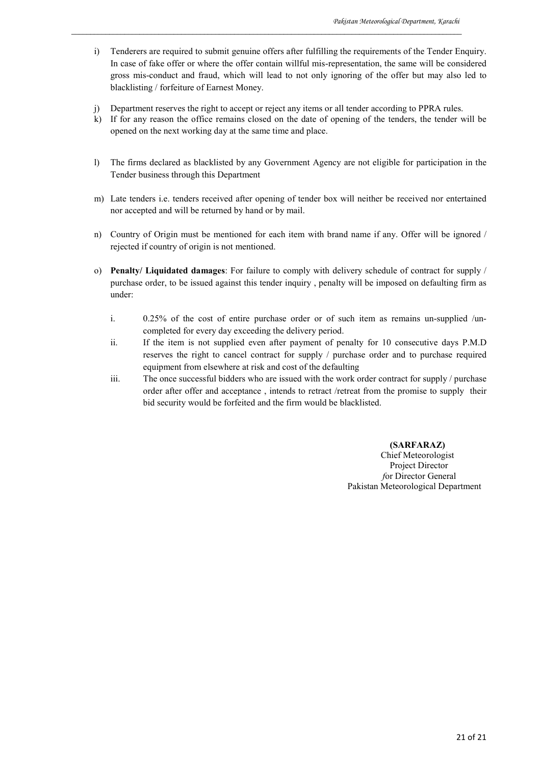i) Tenderers are required to submit genuine offers after fulfilling the requirements of the Tender Enquiry. In case of fake offer or where the offer contain willful mis-representation, the same will be considered gross mis-conduct and fraud, which will lead to not only ignoring of the offer but may also led to blacklisting / forfeiture of Earnest Money.

j) Department reserves the right to accept or reject any items or all tender according to PPRA rules.

k) If for any reason the office remains closed on the date of opening of the tenders, the tender will be opened on the next working day at the same time and place.

l) The firms declared as blacklisted by any Government Agency are not eligible for participation in the Tender business through this Department

m) Late tenders i.e. tenders received after opening of tender box will neither be received nor entertained nor accepted and will be returned by hand or by mail.

n) Country of Origin must be mentioned for each item with brand name if any. Offer will be ignored / rejected if country of origin is not mentioned.

o) **Penalty/ Liquidated damages**: For failure to comply with delivery schedule of contract for supply / purchase order, to be issued against this tender inquiry , penalty will be imposed on defaulting firm as under:

   i. 0.25% of the cost of entire purchase order or of such item as remains un-supplied /un-completed for every day exceeding the delivery period.

   ii. If the item is not supplied even after payment of penalty for 10 consecutive days P.M.D reserves the right to cancel contract for supply / purchase order and to purchase required equipment from elsewhere at risk and cost of the defaulting

   iii. The once successful bidders who are issued with the work order contract for supply / purchase order after offer and acceptance , intends to retract /retreat from the promise to supply their bid security would be forfeited and the firm would be blacklisted.

**(SARFARAZ)**
Chief Meteorologist
Project Director
*f*or Director General
Pakistan Meteorological Department